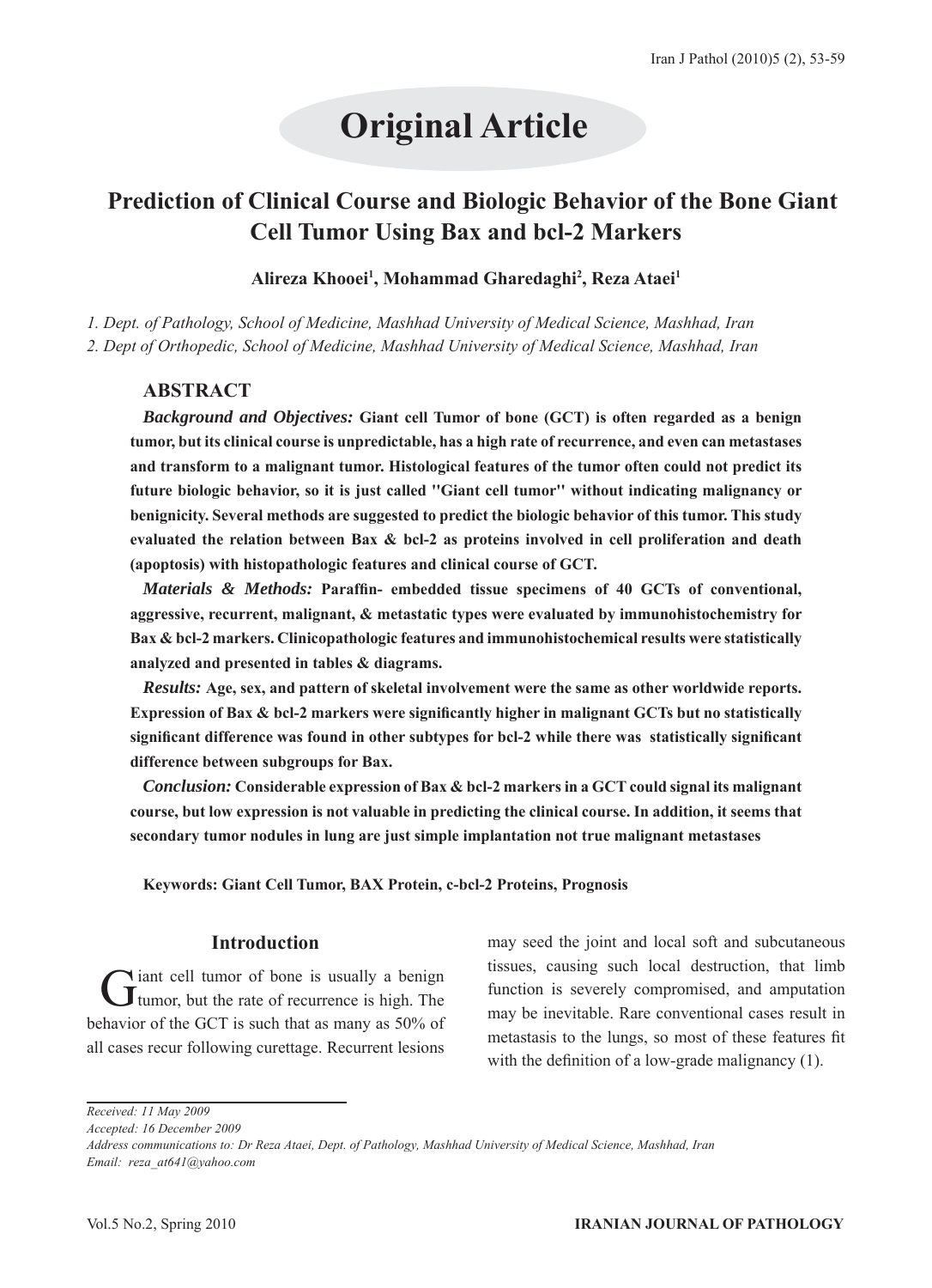# Original Article

## Prediction of Clinical Course and Biologic Behavior of the Bone Giant Cell Tumor Using Bax and bcl-2 Markers

**Alireza Khooei[1], Mohammad Gharedaghi[2], Reza Ataei[1]**

*1. Dept. of Pathology, School of Medicine, Mashhad University of Medical Science, Mashhad, Iran*
*2. Dept of Orthopedic, School of Medicine, Mashhad University of Medical Science, Mashhad, Iran*

### ABSTRACT

***Background and Objectives:*** **Giant cell Tumor of bone (GCT) is often regarded as a benign tumor, but its clinical course is unpredictable, has a high rate of recurrence, and even can metastases and transform to a malignant tumor. Histological features of the tumor often could not predict its future biologic behavior, so it is just called "Giant cell tumor" without indicating malignancy or benignicity. Several methods are suggested to predict the biologic behavior of this tumor. This study evaluated the relation between Bax & bcl-2 as proteins involved in cell proliferation and death (apoptosis) with histopathologic features and clinical course of GCT.**

***Materials & Methods:*** **Paraffin- embedded tissue specimens of 40 GCTs of conventional, aggressive, recurrent, malignant, & metastatic types were evaluated by immunohistochemistry for Bax & bcl-2 markers. Clinicopathologic features and immunohistochemical results were statistically analyzed and presented in tables & diagrams.**

***Results:*** **Age, sex, and pattern of skeletal involvement were the same as other worldwide reports. Expression of Bax & bcl-2 markers were significantly higher in malignant GCTs but no statistically significant difference was found in other subtypes for bcl-2 while there was statistically significant difference between subgroups for Bax.**

***Conclusion:*** **Considerable expression of Bax & bcl-2 markers in a GCT could signal its malignant course, but low expression is not valuable in predicting the clinical course. In addition, it seems that secondary tumor nodules in lung are just simple implantation not true malignant metastases**

**Keywords: Giant Cell Tumor, BAX Protein, c-bcl-2 Proteins, Prognosis**

### Introduction

Giant cell tumor of bone is usually a benign tumor, but the rate of recurrence is high. The behavior of the GCT is such that as many as 50% of all cases recur following curettage. Recurrent lesions may seed the joint and local soft and subcutaneous tissues, causing such local destruction, that limb function is severely compromised, and amputation may be inevitable. Rare conventional cases result in metastasis to the lungs, so most of these features fit with the definition of a low-grade malignancy (1).

*Received: 11 May 2009*
*Accepted: 16 December 2009*
*Address communications to: Dr Reza Ataei, Dept. of Pathology, Mashhad University of Medical Science, Mashhad, Iran*
*Email: reza_at641@yahoo.com*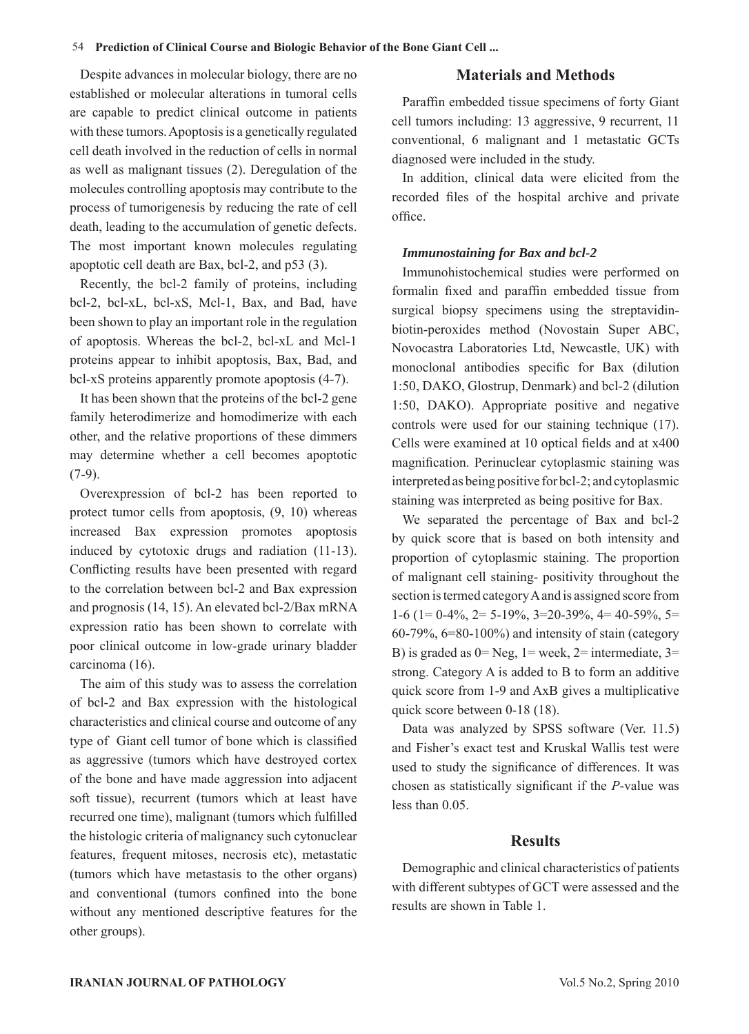Despite advances in molecular biology, there are no established or molecular alterations in tumoral cells are capable to predict clinical outcome in patients with these tumors. Apoptosis is a genetically regulated cell death involved in the reduction of cells in normal as well as malignant tissues (2). Deregulation of the molecules controlling apoptosis may contribute to the process of tumorigenesis by reducing the rate of cell death, leading to the accumulation of genetic defects. The most important known molecules regulating apoptotic cell death are Bax, bcl-2, and p53 (3).

Recently, the bcl-2 family of proteins, including bcl-2, bcl-xL, bcl-xS, Mcl-1, Bax, and Bad, have been shown to play an important role in the regulation of apoptosis. Whereas the bcl-2, bcl-xL and Mcl-1 proteins appear to inhibit apoptosis, Bax, Bad, and bcl-xS proteins apparently promote apoptosis (4-7).

It has been shown that the proteins of the bcl-2 gene family heterodimerize and homodimerize with each other, and the relative proportions of these dimmers may determine whether a cell becomes apoptotic (7-9).

Overexpression of bcl-2 has been reported to protect tumor cells from apoptosis, (9, 10) whereas increased Bax expression promotes apoptosis induced by cytotoxic drugs and radiation (11-13). Conflicting results have been presented with regard to the correlation between bcl-2 and Bax expression and prognosis (14, 15). An elevated bcl-2/Bax mRNA expression ratio has been shown to correlate with poor clinical outcome in low-grade urinary bladder carcinoma (16).

The aim of this study was to assess the correlation of bcl-2 and Bax expression with the histological characteristics and clinical course and outcome of any type of Giant cell tumor of bone which is classified as aggressive (tumors which have destroyed cortex of the bone and have made aggression into adjacent soft tissue), recurrent (tumors which at least have recurred one time), malignant (tumors which fulfilled the histologic criteria of malignancy such cytonuclear features, frequent mitoses, necrosis etc), metastatic (tumors which have metastasis to the other organs) and conventional (tumors confined into the bone without any mentioned descriptive features for the other groups).

## Materials and Methods

Paraffin embedded tissue specimens of forty Giant cell tumors including: 13 aggressive, 9 recurrent, 11 conventional, 6 malignant and 1 metastatic GCTs diagnosed were included in the study.

In addition, clinical data were elicited from the recorded files of the hospital archive and private office.

### *Immunostaining for Bax and bcl-2*

Immunohistochemical studies were performed on formalin fixed and paraffin embedded tissue from surgical biopsy specimens using the streptavidin-biotin-peroxides method (Novostain Super ABC, Novocastra Laboratories Ltd, Newcastle, UK) with monoclonal antibodies specific for Bax (dilution 1:50, DAKO, Glostrup, Denmark) and bcl-2 (dilution 1:50, DAKO). Appropriate positive and negative controls were used for our staining technique (17). Cells were examined at 10 optical fields and at x400 magnification. Perinuclear cytoplasmic staining was interpreted as being positive for bcl-2; and cytoplasmic staining was interpreted as being positive for Bax.

We separated the percentage of Bax and bcl-2 by quick score that is based on both intensity and proportion of cytoplasmic staining. The proportion of malignant cell staining- positivity throughout the section is termed category A and is assigned score from 1-6 (1= 0-4%, 2= 5-19%, 3=20-39%, 4= 40-59%, 5= 60-79%, 6=80-100%) and intensity of stain (category B) is graded as 0= Neg, 1= week, 2= intermediate, 3= strong. Category A is added to B to form an additive quick score from 1-9 and AxB gives a multiplicative quick score between 0-18 (18).

Data was analyzed by SPSS software (Ver. 11.5) and Fisher's exact test and Kruskal Wallis test were used to study the significance of differences. It was chosen as statistically significant if the *P*-value was less than 0.05.

## Results

Demographic and clinical characteristics of patients with different subtypes of GCT were assessed and the results are shown in Table 1.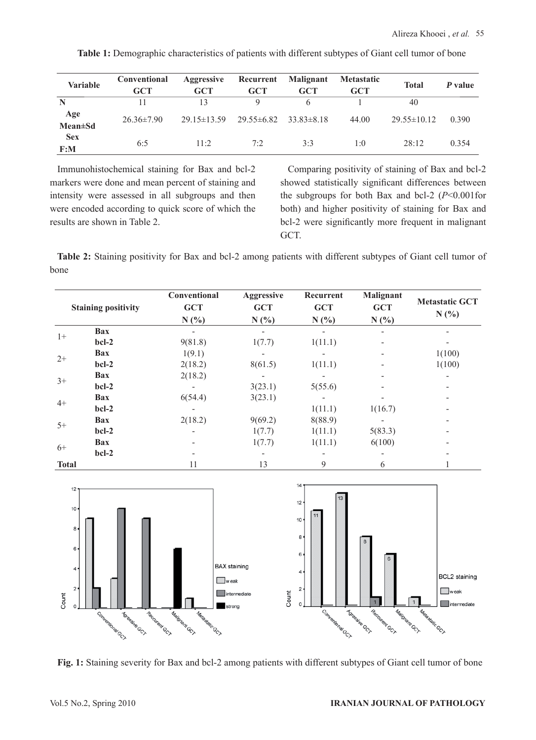**Table 1:** Demographic characteristics of patients with different subtypes of Giant cell tumor of bone

| Variable | Conventional GCT | Aggressive GCT | Recurrent GCT | Malignant GCT | Metastatic GCT | Total | *P* value |
|---|---|---|---|---|---|---|---|
| N | 11 | 13 | 9 | 6 | 1 | 40 | |
| Age Mean±Sd | 26.36±7.90 | 29.15±13.59 | 29.55±6.82 | 33.83±8.18 | 44.00 | 29.55±10.12 | 0.390 |
| Sex F:M | 6:5 | 11:2 | 7:2 | 3:3 | 1:0 | 28:12 | 0.354 |

Immunohistochemical staining for Bax and bcl-2 markers were done and mean percent of staining and intensity were assessed in all subgroups and then were encoded according to quick score of which the results are shown in Table 2.

Comparing positivity of staining of Bax and bcl-2 showed statistically significant differences between the subgroups for both Bax and bcl-2 ($P$<0.001for both) and higher positivity of staining for Bax and bcl-2 were significantly more frequent in malignant GCT.

**Table 2:** Staining positivity for Bax and bcl-2 among patients with different subtypes of Giant cell tumor of bone

| Staining positivity | | Conventional GCT N (%) | Aggressive GCT N (%) | Recurrent GCT N (%) | Malignant GCT N (%) | Metastatic GCT N (%) |
|---|---|---|---|---|---|---|
| 1+ | Bax | - | - | - | - | - |
| | bcl-2 | 9(81.8) | 1(7.7) | 1(11.1) | - | - |
| 2+ | Bax | 1(9.1) | - | - | - | 1(100) |
| | bcl-2 | 2(18.2) | 8(61.5) | 1(11.1) | - | 1(100) |
| 3+ | Bax | 2(18.2) | - | - | - | - |
| | bcl-2 | - | 3(23.1) | 5(55.6) | - | - |
| 4+ | Bax | 6(54.4) | 3(23.1) | - | - | - |
| | bcl-2 | - | - | 1(11.1) | 1(16.7) | - |
| 5+ | Bax | 2(18.2) | 9(69.2) | 8(88.9) | - | - |
| | bcl-2 | - | 1(7.7) | 1(11.1) | 5(83.3) | - |
| 6+ | Bax | - | 1(7.7) | 1(11.1) | 6(100) | - |
| | bcl-2 | - | - | - | - | - |
| Total | | 11 | 13 | 9 | 6 | 1 |

**Fig. 1:** Staining severity for Bax and bcl-2 among patients with different subtypes of Giant cell tumor of bone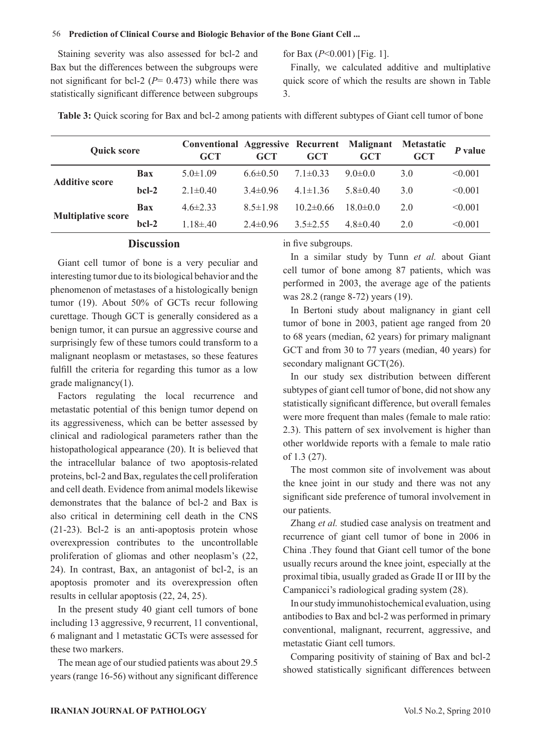Staining severity was also assessed for bcl-2 and Bax but the differences between the subgroups were not significant for bcl-2 ($P$= 0.473) while there was statistically significant difference between subgroups for Bax ($P$<0.001) [Fig. 1].

Finally, we calculated additive and multiplative quick score of which the results are shown in Table 3.

**Table 3:** Quick scoring for Bax and bcl-2 among patients with different subtypes of Giant cell tumor of bone

| Quick score | | Conventional GCT | Aggressive GCT | Recurrent GCT | Malignant GCT | Metastatic GCT | *P* value |
|---|---|---|---|---|---|---|---|
| **Additive score** | **Bax** | 5.0±1.09 | 6.6±0.50 | 7.1±0.33 | 9.0±0.0 | 3.0 | <0.001 |
| | **bcl-2** | 2.1±0.40 | 3.4±0.96 | 4.1±1.36 | 5.8±0.40 | 3.0 | <0.001 |
| **Multiplative score** | **Bax** | 4.6±2.33 | 8.5±1.98 | 10.2±0.66 | 18.0±0.0 | 2.0 | <0.001 |
| | **bcl-2** | 1.18±.40 | 2.4±0.96 | 3.5±2.55 | 4.8±0.40 | 2.0 | <0.001 |

## Discussion

Giant cell tumor of bone is a very peculiar and interesting tumor due to its biological behavior and the phenomenon of metastases of a histologically benign tumor (19). About 50% of GCTs recur following curettage. Though GCT is generally considered as a benign tumor, it can pursue an aggressive course and surprisingly few of these tumors could transform to a malignant neoplasm or metastases, so these features fulfill the criteria for regarding this tumor as a low grade malignancy(1).

Factors regulating the local recurrence and metastatic potential of this benign tumor depend on its aggressiveness, which can be better assessed by clinical and radiological parameters rather than the histopathological appearance (20). It is believed that the intracellular balance of two apoptosis-related proteins, bcl-2 and Bax, regulates the cell proliferation and cell death. Evidence from animal models likewise demonstrates that the balance of bcl-2 and Bax is also critical in determining cell death in the CNS (21-23). Bcl-2 is an anti-apoptosis protein whose overexpression contributes to the uncontrollable proliferation of gliomas and other neoplasm's (22, 24). In contrast, Bax, an antagonist of bcl-2, is an apoptosis promoter and its overexpression often results in cellular apoptosis (22, 24, 25).

In the present study 40 giant cell tumors of bone including 13 aggressive, 9 recurrent, 11 conventional, 6 malignant and 1 metastatic GCTs were assessed for these two markers.

The mean age of our studied patients was about 29.5 years (range 16-56) without any significant difference in five subgroups.

In a similar study by Tunn *et al.* about Giant cell tumor of bone among 87 patients, which was performed in 2003, the average age of the patients was 28.2 (range 8-72) years (19).

In Bertoni study about malignancy in giant cell tumor of bone in 2003, patient age ranged from 20 to 68 years (median, 62 years) for primary malignant GCT and from 30 to 77 years (median, 40 years) for secondary malignant GCT(26).

In our study sex distribution between different subtypes of giant cell tumor of bone, did not show any statistically significant difference, but overall females were more frequent than males (female to male ratio: 2.3). This pattern of sex involvement is higher than other worldwide reports with a female to male ratio of 1.3 (27).

The most common site of involvement was about the knee joint in our study and there was not any significant side preference of tumoral involvement in our patients.

Zhang *et al.* studied case analysis on treatment and recurrence of giant cell tumor of bone in 2006 in China .They found that Giant cell tumor of the bone usually recurs around the knee joint, especially at the proximal tibia, usually graded as Grade II or III by the Campanicci's radiological grading system (28).

In our study immunohistochemical evaluation, using antibodies to Bax and bcl-2 was performed in primary conventional, malignant, recurrent, aggressive, and metastatic Giant cell tumors.

Comparing positivity of staining of Bax and bcl-2 showed statistically significant differences between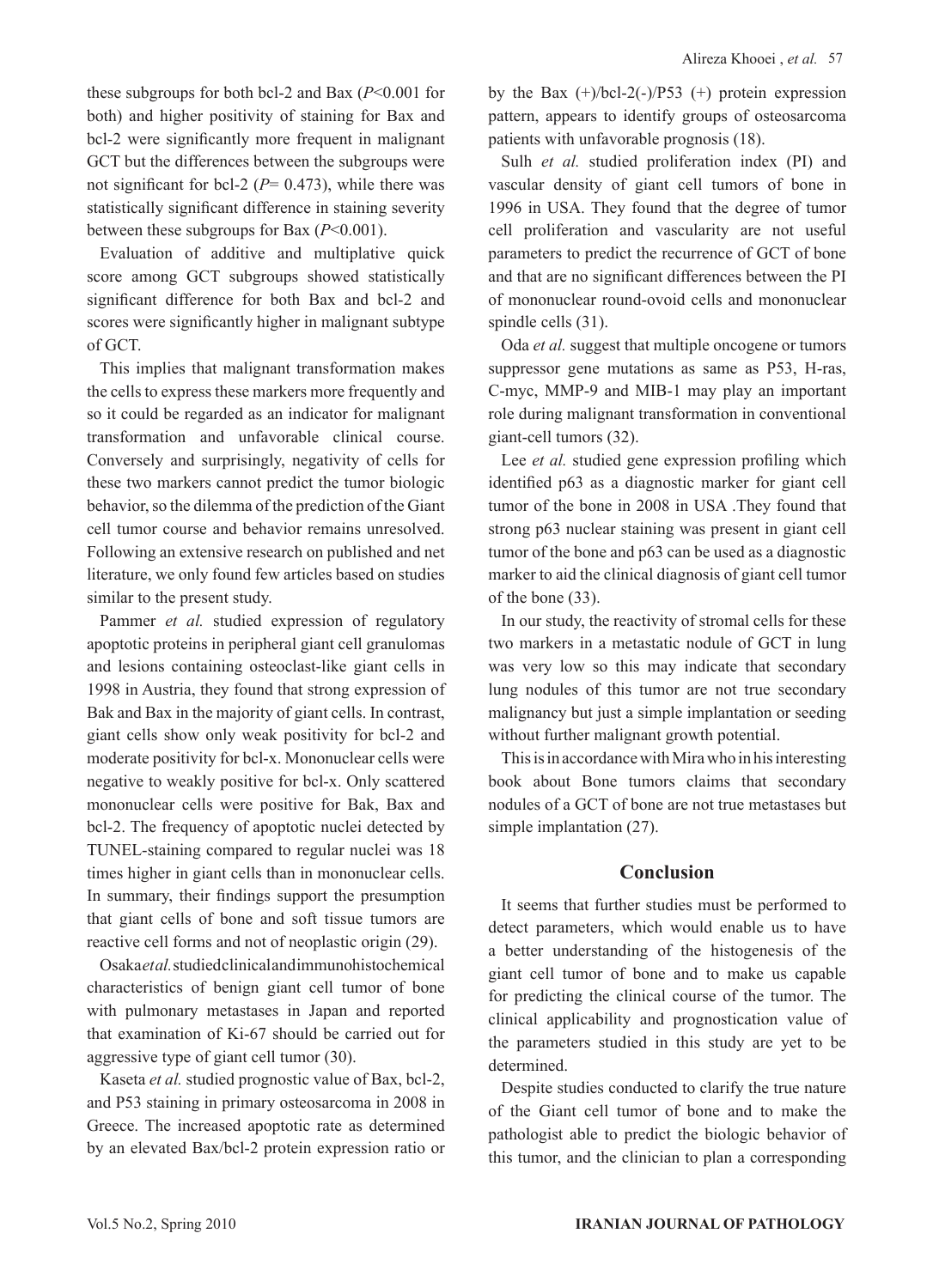these subgroups for both bcl-2 and Bax ($P<0.001$ for both) and higher positivity of staining for Bax and bcl-2 were significantly more frequent in malignant GCT but the differences between the subgroups were not significant for bcl-2 ($P= 0.473$), while there was statistically significant difference in staining severity between these subgroups for Bax ($P<0.001$).

Evaluation of additive and multiplative quick score among GCT subgroups showed statistically significant difference for both Bax and bcl-2 and scores were significantly higher in malignant subtype of GCT.

This implies that malignant transformation makes the cells to express these markers more frequently and so it could be regarded as an indicator for malignant transformation and unfavorable clinical course. Conversely and surprisingly, negativity of cells for these two markers cannot predict the tumor biologic behavior, so the dilemma of the prediction of the Giant cell tumor course and behavior remains unresolved. Following an extensive research on published and net literature, we only found few articles based on studies similar to the present study.

Pammer *et al.* studied expression of regulatory apoptotic proteins in peripheral giant cell granulomas and lesions containing osteoclast-like giant cells in 1998 in Austria, they found that strong expression of Bak and Bax in the majority of giant cells. In contrast, giant cells show only weak positivity for bcl-2 and moderate positivity for bcl-x. Mononuclear cells were negative to weakly positive for bcl-x. Only scattered mononuclear cells were positive for Bak, Bax and bcl-2. The frequency of apoptotic nuclei detected by TUNEL-staining compared to regular nuclei was 18 times higher in giant cells than in mononuclear cells. In summary, their findings support the presumption that giant cells of bone and soft tissue tumors are reactive cell forms and not of neoplastic origin (29).

Osaka *et al.* studied clinical and immunohistochemical characteristics of benign giant cell tumor of bone with pulmonary metastases in Japan and reported that examination of Ki-67 should be carried out for aggressive type of giant cell tumor (30).

Kaseta *et al.* studied prognostic value of Bax, bcl-2, and P53 staining in primary osteosarcoma in 2008 in Greece. The increased apoptotic rate as determined by an elevated Bax/bcl-2 protein expression ratio or by the Bax (+)/bcl-2(-)/P53 (+) protein expression pattern, appears to identify groups of osteosarcoma patients with unfavorable prognosis (18).

Sulh *et al.* studied proliferation index (PI) and vascular density of giant cell tumors of bone in 1996 in USA. They found that the degree of tumor cell proliferation and vascularity are not useful parameters to predict the recurrence of GCT of bone and that are no significant differences between the PI of mononuclear round-ovoid cells and mononuclear spindle cells (31).

Oda *et al.* suggest that multiple oncogene or tumors suppressor gene mutations as same as P53, H-ras, C-myc, MMP-9 and MIB-1 may play an important role during malignant transformation in conventional giant-cell tumors (32).

Lee *et al.* studied gene expression profiling which identified p63 as a diagnostic marker for giant cell tumor of the bone in 2008 in USA .They found that strong p63 nuclear staining was present in giant cell tumor of the bone and p63 can be used as a diagnostic marker to aid the clinical diagnosis of giant cell tumor of the bone (33).

In our study, the reactivity of stromal cells for these two markers in a metastatic nodule of GCT in lung was very low so this may indicate that secondary lung nodules of this tumor are not true secondary malignancy but just a simple implantation or seeding without further malignant growth potential.

This is in accordance with Mira who in his interesting book about Bone tumors claims that secondary nodules of a GCT of bone are not true metastases but simple implantation (27).

## Conclusion

It seems that further studies must be performed to detect parameters, which would enable us to have a better understanding of the histogenesis of the giant cell tumor of bone and to make us capable for predicting the clinical course of the tumor. The clinical applicability and prognostication value of the parameters studied in this study are yet to be determined.

Despite studies conducted to clarify the true nature of the Giant cell tumor of bone and to make the pathologist able to predict the biologic behavior of this tumor, and the clinician to plan a corresponding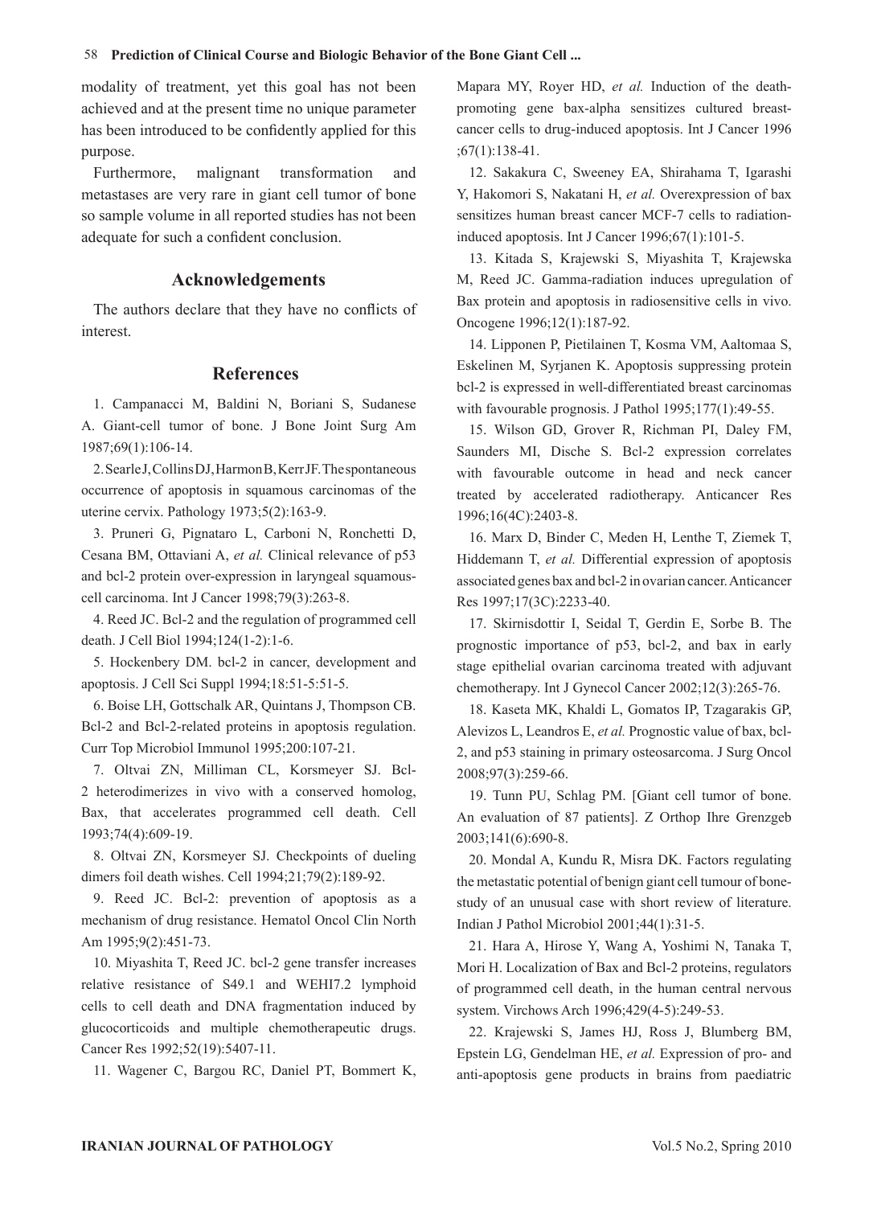modality of treatment, yet this goal has not been achieved and at the present time no unique parameter has been introduced to be confidently applied for this purpose.

Furthermore, malignant transformation and metastases are very rare in giant cell tumor of bone so sample volume in all reported studies has not been adequate for such a confident conclusion.

## Acknowledgements

The authors declare that they have no conflicts of interest.

## References

1. Campanacci M, Baldini N, Boriani S, Sudanese A. Giant-cell tumor of bone. J Bone Joint Surg Am 1987;69(1):106-14.

2. Searle J, Collins DJ, Harmon B, Kerr JF. The spontaneous occurrence of apoptosis in squamous carcinomas of the uterine cervix. Pathology 1973;5(2):163-9.

3. Pruneri G, Pignataro L, Carboni N, Ronchetti D, Cesana BM, Ottaviani A, *et al.* Clinical relevance of p53 and bcl-2 protein over-expression in laryngeal squamous-cell carcinoma. Int J Cancer 1998;79(3):263-8.

4. Reed JC. Bcl-2 and the regulation of programmed cell death. J Cell Biol 1994;124(1-2):1-6.

5. Hockenbery DM. bcl-2 in cancer, development and apoptosis. J Cell Sci Suppl 1994;18:51-5:51-5.

6. Boise LH, Gottschalk AR, Quintans J, Thompson CB. Bcl-2 and Bcl-2-related proteins in apoptosis regulation. Curr Top Microbiol Immunol 1995;200:107-21.

7. Oltvai ZN, Milliman CL, Korsmeyer SJ. Bcl-2 heterodimerizes in vivo with a conserved homolog, Bax, that accelerates programmed cell death. Cell 1993;74(4):609-19.

8. Oltvai ZN, Korsmeyer SJ. Checkpoints of dueling dimers foil death wishes. Cell 1994;21;79(2):189-92.

9. Reed JC. Bcl-2: prevention of apoptosis as a mechanism of drug resistance. Hematol Oncol Clin North Am 1995;9(2):451-73.

10. Miyashita T, Reed JC. bcl-2 gene transfer increases relative resistance of S49.1 and WEHI7.2 lymphoid cells to cell death and DNA fragmentation induced by glucocorticoids and multiple chemotherapeutic drugs. Cancer Res 1992;52(19):5407-11.

11. Wagener C, Bargou RC, Daniel PT, Bommert K, Mapara MY, Royer HD, *et al.* Induction of the death-promoting gene bax-alpha sensitizes cultured breast-cancer cells to drug-induced apoptosis. Int J Cancer 1996 ;67(1):138-41.

12. Sakakura C, Sweeney EA, Shirahama T, Igarashi Y, Hakomori S, Nakatani H, *et al.* Overexpression of bax sensitizes human breast cancer MCF-7 cells to radiation-induced apoptosis. Int J Cancer 1996;67(1):101-5.

13. Kitada S, Krajewski S, Miyashita T, Krajewska M, Reed JC. Gamma-radiation induces upregulation of Bax protein and apoptosis in radiosensitive cells in vivo. Oncogene 1996;12(1):187-92.

14. Lipponen P, Pietilainen T, Kosma VM, Aaltomaa S, Eskelinen M, Syrjanen K. Apoptosis suppressing protein bcl-2 is expressed in well-differentiated breast carcinomas with favourable prognosis. J Pathol 1995;177(1):49-55.

15. Wilson GD, Grover R, Richman PI, Daley FM, Saunders MI, Dische S. Bcl-2 expression correlates with favourable outcome in head and neck cancer treated by accelerated radiotherapy. Anticancer Res 1996;16(4C):2403-8.

16. Marx D, Binder C, Meden H, Lenthe T, Ziemek T, Hiddemann T, *et al.* Differential expression of apoptosis associated genes bax and bcl-2 in ovarian cancer. Anticancer Res 1997;17(3C):2233-40.

17. Skirnisdottir I, Seidal T, Gerdin E, Sorbe B. The prognostic importance of p53, bcl-2, and bax in early stage epithelial ovarian carcinoma treated with adjuvant chemotherapy. Int J Gynecol Cancer 2002;12(3):265-76.

18. Kaseta MK, Khaldi L, Gomatos IP, Tzagarakis GP, Alevizos L, Leandros E, *et al.* Prognostic value of bax, bcl-2, and p53 staining in primary osteosarcoma. J Surg Oncol 2008;97(3):259-66.

19. Tunn PU, Schlag PM. [Giant cell tumor of bone. An evaluation of 87 patients]. Z Orthop Ihre Grenzgeb 2003;141(6):690-8.

20. Mondal A, Kundu R, Misra DK. Factors regulating the metastatic potential of benign giant cell tumour of bone-study of an unusual case with short review of literature. Indian J Pathol Microbiol 2001;44(1):31-5.

21. Hara A, Hirose Y, Wang A, Yoshimi N, Tanaka T, Mori H. Localization of Bax and Bcl-2 proteins, regulators of programmed cell death, in the human central nervous system. Virchows Arch 1996;429(4-5):249-53.

22. Krajewski S, James HJ, Ross J, Blumberg BM, Epstein LG, Gendelman HE, *et al.* Expression of pro- and anti-apoptosis gene products in brains from paediatric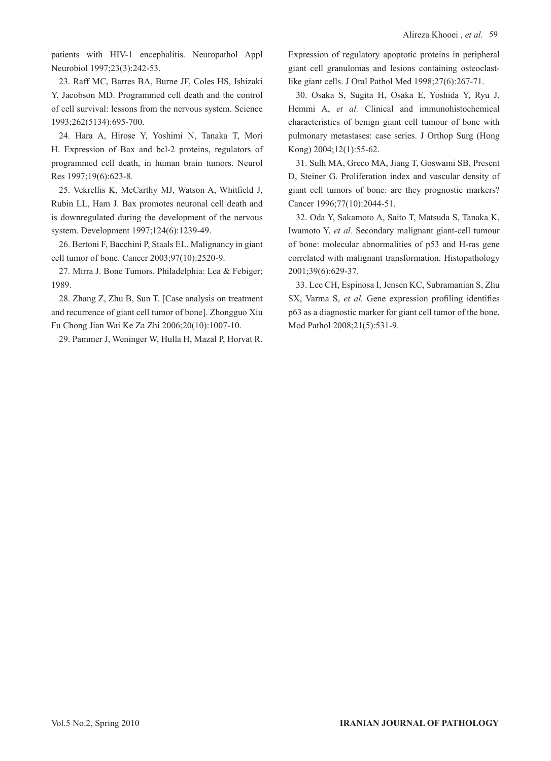patients with HIV-1 encephalitis. Neuropathol Appl Neurobiol 1997;23(3):242-53.

23. Raff MC, Barres BA, Burne JF, Coles HS, Ishizaki Y, Jacobson MD. Programmed cell death and the control of cell survival: lessons from the nervous system. Science 1993;262(5134):695-700.

24. Hara A, Hirose Y, Yoshimi N, Tanaka T, Mori H. Expression of Bax and bcl-2 proteins, regulators of programmed cell death, in human brain tumors. Neurol Res 1997;19(6):623-8.

25. Vekrellis K, McCarthy MJ, Watson A, Whitfield J, Rubin LL, Ham J. Bax promotes neuronal cell death and is downregulated during the development of the nervous system. Development 1997;124(6):1239-49.

26. Bertoni F, Bacchini P, Staals EL. Malignancy in giant cell tumor of bone. Cancer 2003;97(10):2520-9.

27. Mirra J. Bone Tumors. Philadelphia: Lea & Febiger; 1989.

28. Zhang Z, Zhu B, Sun T. [Case analysis on treatment and recurrence of giant cell tumor of bone]. Zhongguo Xiu Fu Chong Jian Wai Ke Za Zhi 2006;20(10):1007-10.

29. Pammer J, Weninger W, Hulla H, Mazal P, Horvat R. Expression of regulatory apoptotic proteins in peripheral giant cell granulomas and lesions containing osteoclast-like giant cells. J Oral Pathol Med 1998;27(6):267-71.

30. Osaka S, Sugita H, Osaka E, Yoshida Y, Ryu J, Hemmi A, *et al.* Clinical and immunohistochemical characteristics of benign giant cell tumour of bone with pulmonary metastases: case series. J Orthop Surg (Hong Kong) 2004;12(1):55-62.

31. Sulh MA, Greco MA, Jiang T, Goswami SB, Present D, Steiner G. Proliferation index and vascular density of giant cell tumors of bone: are they prognostic markers? Cancer 1996;77(10):2044-51.

32. Oda Y, Sakamoto A, Saito T, Matsuda S, Tanaka K, Iwamoto Y, *et al.* Secondary malignant giant-cell tumour of bone: molecular abnormalities of p53 and H-ras gene correlated with malignant transformation. Histopathology 2001;39(6):629-37.

33. Lee CH, Espinosa I, Jensen KC, Subramanian S, Zhu SX, Varma S, *et al.* Gene expression profiling identifies p63 as a diagnostic marker for giant cell tumor of the bone. Mod Pathol 2008;21(5):531-9.